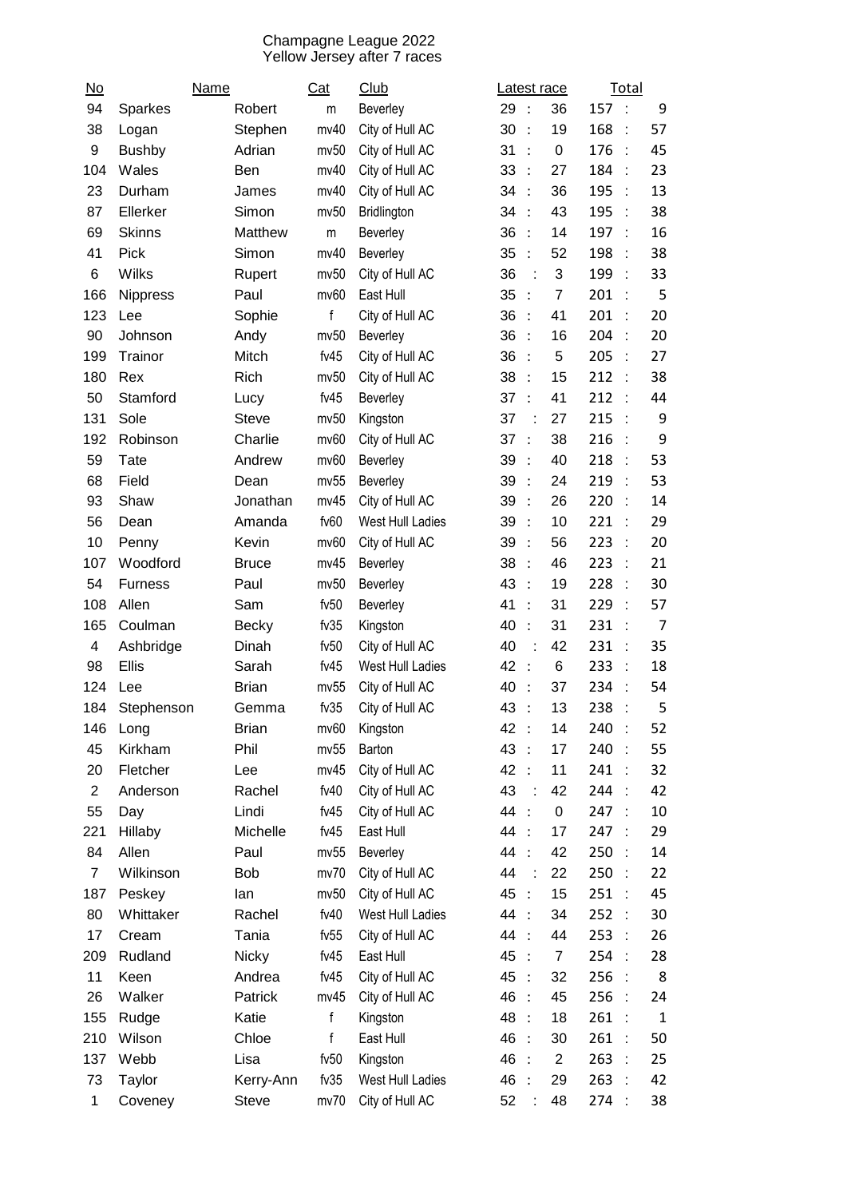Champagne League 2022
Yellow Jersey after 7 races

| No | Name | | Cat | Club | Latest race | | Total | |
|---|---|---|---|---|---|---|---|---|
| 94 | Sparkes | Robert | m | Beverley | 29 | 36 | 157 | 9 |
| 38 | Logan | Stephen | mv40 | City of Hull AC | 30 | 19 | 168 | 57 |
| 9 | Bushby | Adrian | mv50 | City of Hull AC | 31 | 0 | 176 | 45 |
| 104 | Wales | Ben | mv40 | City of Hull AC | 33 | 27 | 184 | 23 |
| 23 | Durham | James | mv40 | City of Hull AC | 34 | 36 | 195 | 13 |
| 87 | Ellerker | Simon | mv50 | Bridlington | 34 | 43 | 195 | 38 |
| 69 | Skinns | Matthew | m | Beverley | 36 | 14 | 197 | 16 |
| 41 | Pick | Simon | mv40 | Beverley | 35 | 52 | 198 | 38 |
| 6 | Wilks | Rupert | mv50 | City of Hull AC | 36 | 3 | 199 | 33 |
| 166 | Nippress | Paul | mv60 | East Hull | 35 | 7 | 201 | 5 |
| 123 | Lee | Sophie | f | City of Hull AC | 36 | 41 | 201 | 20 |
| 90 | Johnson | Andy | mv50 | Beverley | 36 | 16 | 204 | 20 |
| 199 | Trainor | Mitch | fv45 | City of Hull AC | 36 | 5 | 205 | 27 |
| 180 | Rex | Rich | mv50 | City of Hull AC | 38 | 15 | 212 | 38 |
| 50 | Stamford | Lucy | fv45 | Beverley | 37 | 41 | 212 | 44 |
| 131 | Sole | Steve | mv50 | Kingston | 37 | 27 | 215 | 9 |
| 192 | Robinson | Charlie | mv60 | City of Hull AC | 37 | 38 | 216 | 9 |
| 59 | Tate | Andrew | mv60 | Beverley | 39 | 40 | 218 | 53 |
| 68 | Field | Dean | mv55 | Beverley | 39 | 24 | 219 | 53 |
| 93 | Shaw | Jonathan | mv45 | City of Hull AC | 39 | 26 | 220 | 14 |
| 56 | Dean | Amanda | fv60 | West Hull Ladies | 39 | 10 | 221 | 29 |
| 10 | Penny | Kevin | mv60 | City of Hull AC | 39 | 56 | 223 | 20 |
| 107 | Woodford | Bruce | mv45 | Beverley | 38 | 46 | 223 | 21 |
| 54 | Furness | Paul | mv50 | Beverley | 43 | 19 | 228 | 30 |
| 108 | Allen | Sam | fv50 | Beverley | 41 | 31 | 229 | 57 |
| 165 | Coulman | Becky | fv35 | Kingston | 40 | 31 | 231 | 7 |
| 4 | Ashbridge | Dinah | fv50 | City of Hull AC | 40 | 42 | 231 | 35 |
| 98 | Ellis | Sarah | fv45 | West Hull Ladies | 42 | 6 | 233 | 18 |
| 124 | Lee | Brian | mv55 | City of Hull AC | 40 | 37 | 234 | 54 |
| 184 | Stephenson | Gemma | fv35 | City of Hull AC | 43 | 13 | 238 | 5 |
| 146 | Long | Brian | mv60 | Kingston | 42 | 14 | 240 | 52 |
| 45 | Kirkham | Phil | mv55 | Barton | 43 | 17 | 240 | 55 |
| 20 | Fletcher | Lee | mv45 | City of Hull AC | 42 | 11 | 241 | 32 |
| 2 | Anderson | Rachel | fv40 | City of Hull AC | 43 | 42 | 244 | 42 |
| 55 | Day | Lindi | fv45 | City of Hull AC | 44 | 0 | 247 | 10 |
| 221 | Hillaby | Michelle | fv45 | East Hull | 44 | 17 | 247 | 29 |
| 84 | Allen | Paul | mv55 | Beverley | 44 | 42 | 250 | 14 |
| 7 | Wilkinson | Bob | mv70 | City of Hull AC | 44 | 22 | 250 | 22 |
| 187 | Peskey | Ian | mv50 | City of Hull AC | 45 | 15 | 251 | 45 |
| 80 | Whittaker | Rachel | fv40 | West Hull Ladies | 44 | 34 | 252 | 30 |
| 17 | Cream | Tania | fv55 | City of Hull AC | 44 | 44 | 253 | 26 |
| 209 | Rudland | Nicky | fv45 | East Hull | 45 | 7 | 254 | 28 |
| 11 | Keen | Andrea | fv45 | City of Hull AC | 45 | 32 | 256 | 8 |
| 26 | Walker | Patrick | mv45 | City of Hull AC | 46 | 45 | 256 | 24 |
| 155 | Rudge | Katie | f | Kingston | 48 | 18 | 261 | 1 |
| 210 | Wilson | Chloe | f | East Hull | 46 | 30 | 261 | 50 |
| 137 | Webb | Lisa | fv50 | Kingston | 46 | 2 | 263 | 25 |
| 73 | Taylor | Kerry-Ann | fv35 | West Hull Ladies | 46 | 29 | 263 | 42 |
| 1 | Coveney | Steve | mv70 | City of Hull AC | 52 | 48 | 274 | 38 |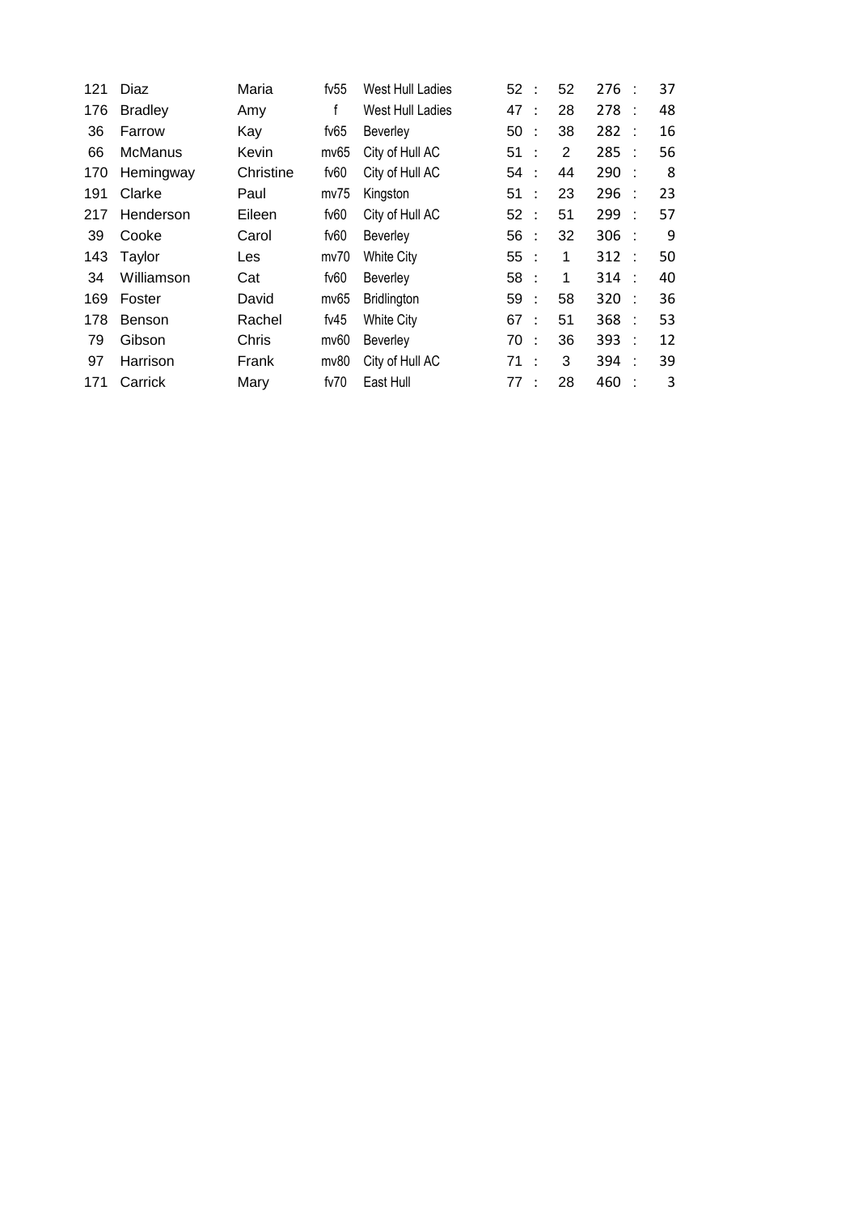| | | | | | | | | | | |
|---|---|---|---|---|---|---|---|---|---|---|
| 121 | Diaz | Maria | fv55 | West Hull Ladies | 52 | : | 52 | 276 | : | 37 |
| 176 | Bradley | Amy | f | West Hull Ladies | 47 | : | 28 | 278 | : | 48 |
| 36 | Farrow | Kay | fv65 | Beverley | 50 | : | 38 | 282 | : | 16 |
| 66 | McManus | Kevin | mv65 | City of Hull AC | 51 | : | 2 | 285 | : | 56 |
| 170 | Hemingway | Christine | fv60 | City of Hull AC | 54 | : | 44 | 290 | : | 8 |
| 191 | Clarke | Paul | mv75 | Kingston | 51 | : | 23 | 296 | : | 23 |
| 217 | Henderson | Eileen | fv60 | City of Hull AC | 52 | : | 51 | 299 | : | 57 |
| 39 | Cooke | Carol | fv60 | Beverley | 56 | : | 32 | 306 | : | 9 |
| 143 | Taylor | Les | mv70 | White City | 55 | : | 1 | 312 | : | 50 |
| 34 | Williamson | Cat | fv60 | Beverley | 58 | : | 1 | 314 | : | 40 |
| 169 | Foster | David | mv65 | Bridlington | 59 | : | 58 | 320 | : | 36 |
| 178 | Benson | Rachel | fv45 | White City | 67 | : | 51 | 368 | : | 53 |
| 79 | Gibson | Chris | mv60 | Beverley | 70 | : | 36 | 393 | : | 12 |
| 97 | Harrison | Frank | mv80 | City of Hull AC | 71 | : | 3 | 394 | : | 39 |
| 171 | Carrick | Mary | fv70 | East Hull | 77 | : | 28 | 460 | : | 3 |